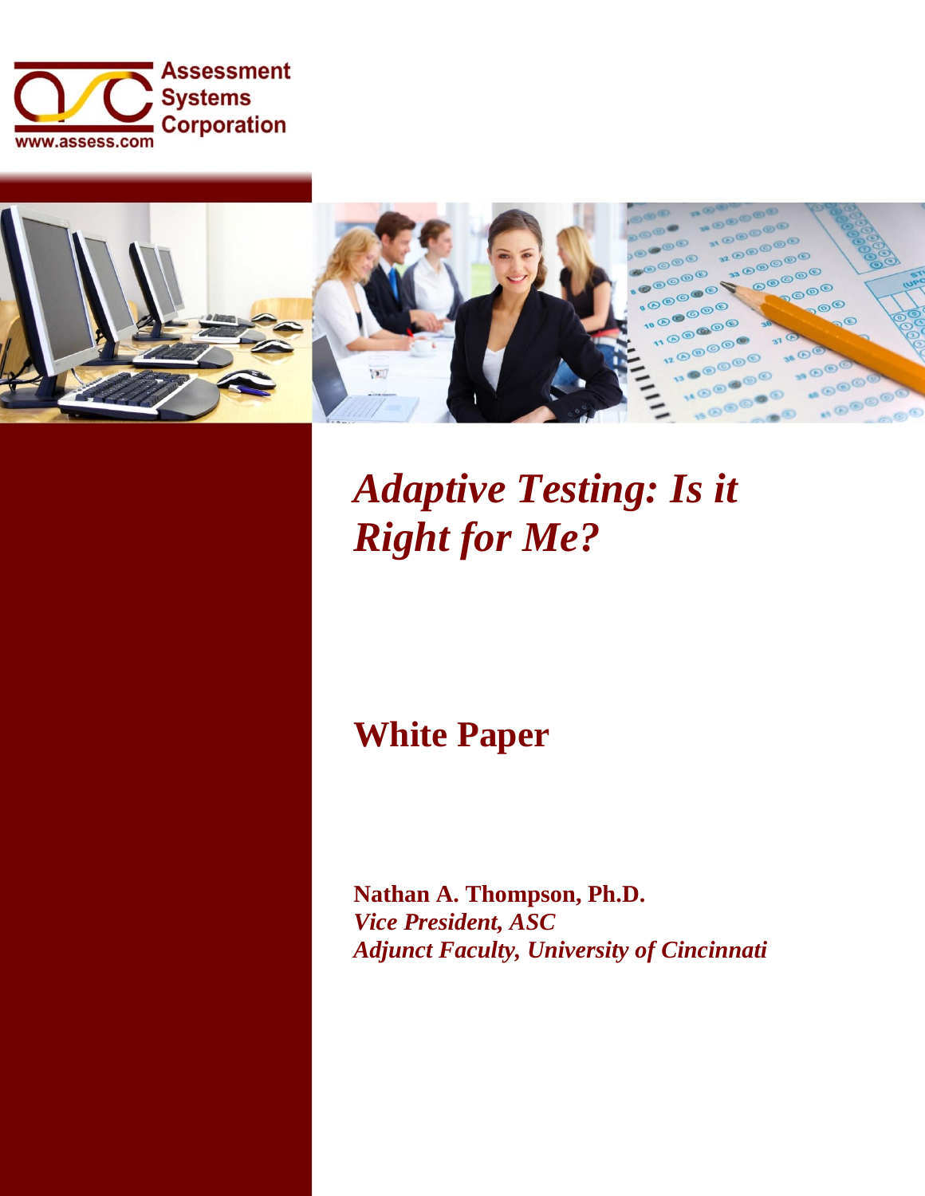Assessment Systems Corporation

www.assess.com

# *Adaptive Testing: Is it Right for Me?*

## White Paper

**Nathan A. Thompson, Ph.D.**
***Vice President, ASC***
***Adjunct Faculty, University of Cincinnati***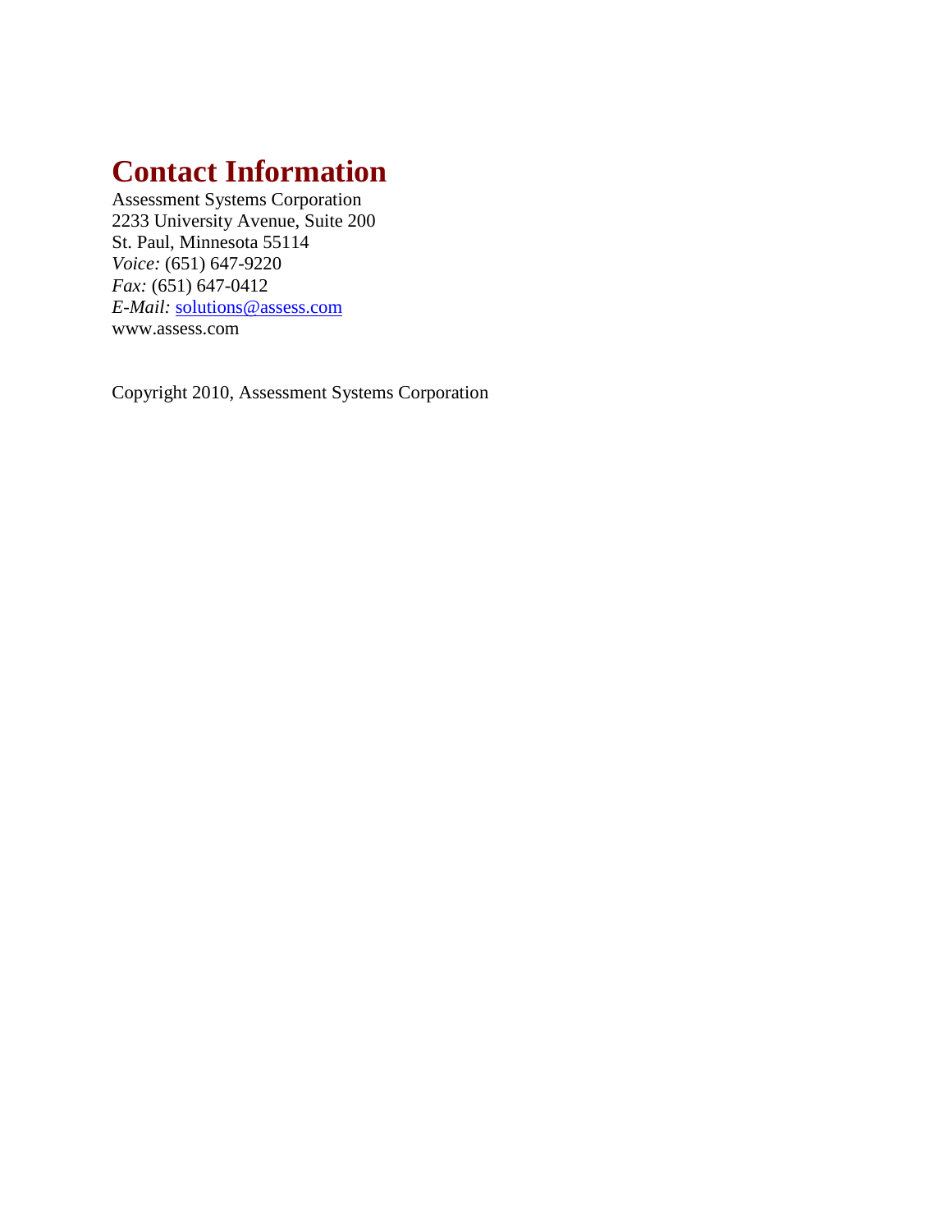# Contact Information

Assessment Systems Corporation
2233 University Avenue, Suite 200
St. Paul, Minnesota 55114
*Voice:* (651) 647-9220
*Fax:* (651) 647-0412
*E-Mail:* solutions@assess.com
www.assess.com

Copyright 2010, Assessment Systems Corporation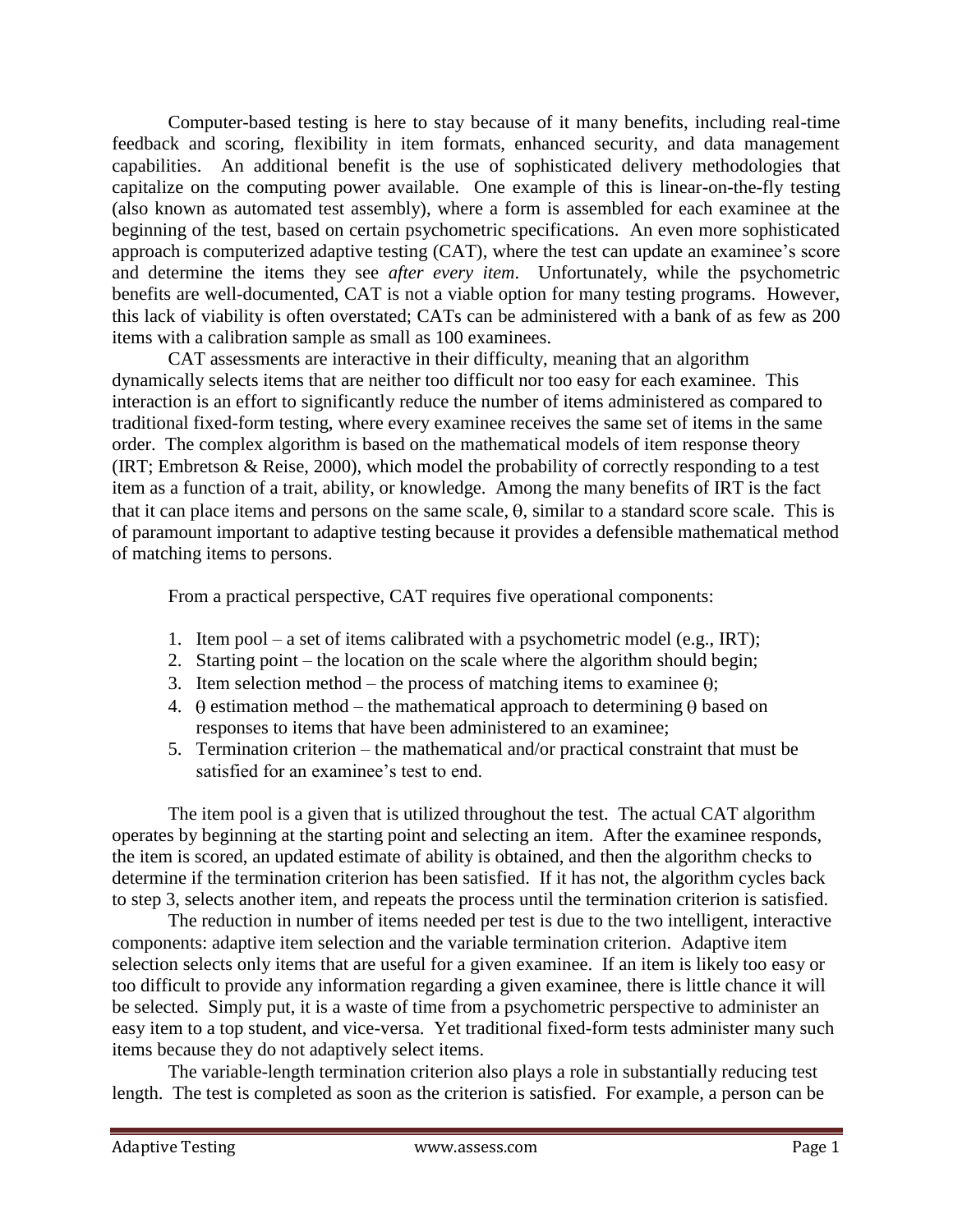Computer-based testing is here to stay because of it many benefits, including real-time feedback and scoring, flexibility in item formats, enhanced security, and data management capabilities. An additional benefit is the use of sophisticated delivery methodologies that capitalize on the computing power available. One example of this is linear-on-the-fly testing (also known as automated test assembly), where a form is assembled for each examinee at the beginning of the test, based on certain psychometric specifications. An even more sophisticated approach is computerized adaptive testing (CAT), where the test can update an examinee's score and determine the items they see *after every item*. Unfortunately, while the psychometric benefits are well-documented, CAT is not a viable option for many testing programs. However, this lack of viability is often overstated; CATs can be administered with a bank of as few as 200 items with a calibration sample as small as 100 examinees.

CAT assessments are interactive in their difficulty, meaning that an algorithm dynamically selects items that are neither too difficult nor too easy for each examinee. This interaction is an effort to significantly reduce the number of items administered as compared to traditional fixed-form testing, where every examinee receives the same set of items in the same order. The complex algorithm is based on the mathematical models of item response theory (IRT; Embretson & Reise, 2000), which model the probability of correctly responding to a test item as a function of a trait, ability, or knowledge. Among the many benefits of IRT is the fact that it can place items and persons on the same scale, $\theta$, similar to a standard score scale. This is of paramount important to adaptive testing because it provides a defensible mathematical method of matching items to persons.

From a practical perspective, CAT requires five operational components:

1. Item pool – a set of items calibrated with a psychometric model (e.g., IRT);
2. Starting point – the location on the scale where the algorithm should begin;
3. Item selection method – the process of matching items to examinee $\theta$;
4. $\theta$ estimation method – the mathematical approach to determining $\theta$ based on responses to items that have been administered to an examinee;
5. Termination criterion – the mathematical and/or practical constraint that must be satisfied for an examinee's test to end.

The item pool is a given that is utilized throughout the test. The actual CAT algorithm operates by beginning at the starting point and selecting an item. After the examinee responds, the item is scored, an updated estimate of ability is obtained, and then the algorithm checks to determine if the termination criterion has been satisfied. If it has not, the algorithm cycles back to step 3, selects another item, and repeats the process until the termination criterion is satisfied.

The reduction in number of items needed per test is due to the two intelligent, interactive components: adaptive item selection and the variable termination criterion. Adaptive item selection selects only items that are useful for a given examinee. If an item is likely too easy or too difficult to provide any information regarding a given examinee, there is little chance it will be selected. Simply put, it is a waste of time from a psychometric perspective to administer an easy item to a top student, and vice-versa. Yet traditional fixed-form tests administer many such items because they do not adaptively select items.

The variable-length termination criterion also plays a role in substantially reducing test length. The test is completed as soon as the criterion is satisfied. For example, a person can be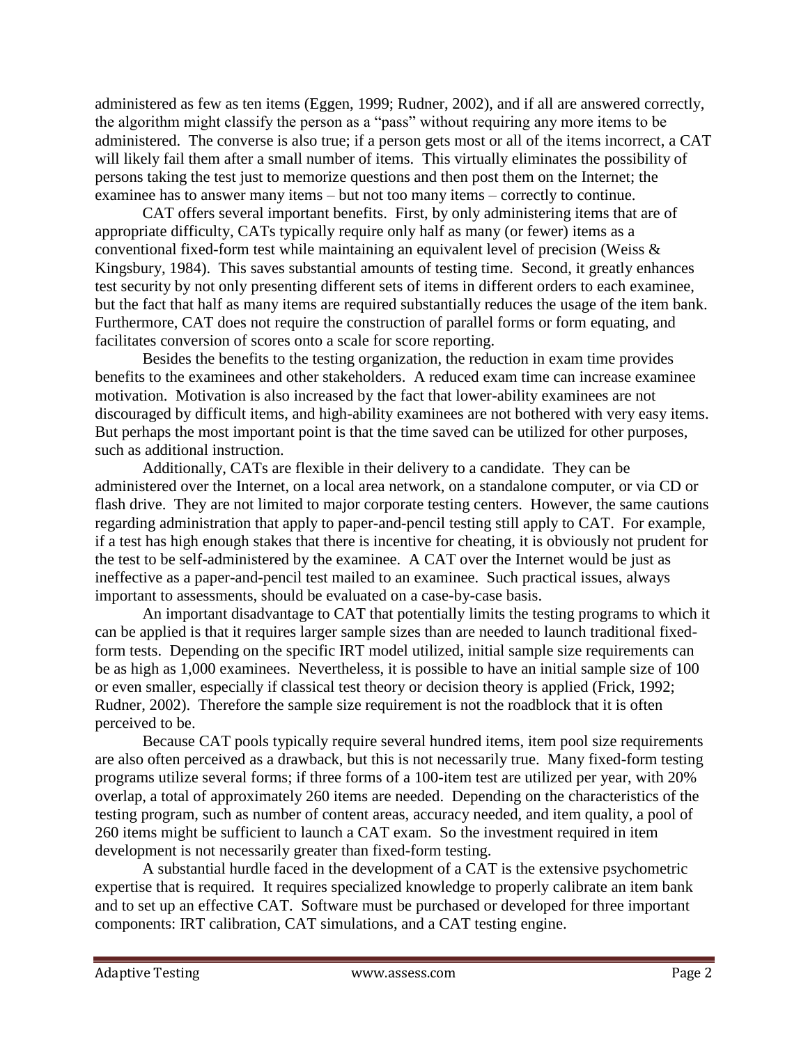administered as few as ten items (Eggen, 1999; Rudner, 2002), and if all are answered correctly, the algorithm might classify the person as a "pass" without requiring any more items to be administered. The converse is also true; if a person gets most or all of the items incorrect, a CAT will likely fail them after a small number of items. This virtually eliminates the possibility of persons taking the test just to memorize questions and then post them on the Internet; the examinee has to answer many items – but not too many items – correctly to continue.

CAT offers several important benefits. First, by only administering items that are of appropriate difficulty, CATs typically require only half as many (or fewer) items as a conventional fixed-form test while maintaining an equivalent level of precision (Weiss & Kingsbury, 1984). This saves substantial amounts of testing time. Second, it greatly enhances test security by not only presenting different sets of items in different orders to each examinee, but the fact that half as many items are required substantially reduces the usage of the item bank. Furthermore, CAT does not require the construction of parallel forms or form equating, and facilitates conversion of scores onto a scale for score reporting.

Besides the benefits to the testing organization, the reduction in exam time provides benefits to the examinees and other stakeholders. A reduced exam time can increase examinee motivation. Motivation is also increased by the fact that lower-ability examinees are not discouraged by difficult items, and high-ability examinees are not bothered with very easy items. But perhaps the most important point is that the time saved can be utilized for other purposes, such as additional instruction.

Additionally, CATs are flexible in their delivery to a candidate. They can be administered over the Internet, on a local area network, on a standalone computer, or via CD or flash drive. They are not limited to major corporate testing centers. However, the same cautions regarding administration that apply to paper-and-pencil testing still apply to CAT. For example, if a test has high enough stakes that there is incentive for cheating, it is obviously not prudent for the test to be self-administered by the examinee. A CAT over the Internet would be just as ineffective as a paper-and-pencil test mailed to an examinee. Such practical issues, always important to assessments, should be evaluated on a case-by-case basis.

An important disadvantage to CAT that potentially limits the testing programs to which it can be applied is that it requires larger sample sizes than are needed to launch traditional fixed-form tests. Depending on the specific IRT model utilized, initial sample size requirements can be as high as 1,000 examinees. Nevertheless, it is possible to have an initial sample size of 100 or even smaller, especially if classical test theory or decision theory is applied (Frick, 1992; Rudner, 2002). Therefore the sample size requirement is not the roadblock that it is often perceived to be.

Because CAT pools typically require several hundred items, item pool size requirements are also often perceived as a drawback, but this is not necessarily true. Many fixed-form testing programs utilize several forms; if three forms of a 100-item test are utilized per year, with 20% overlap, a total of approximately 260 items are needed. Depending on the characteristics of the testing program, such as number of content areas, accuracy needed, and item quality, a pool of 260 items might be sufficient to launch a CAT exam. So the investment required in item development is not necessarily greater than fixed-form testing.

A substantial hurdle faced in the development of a CAT is the extensive psychometric expertise that is required. It requires specialized knowledge to properly calibrate an item bank and to set up an effective CAT. Software must be purchased or developed for three important components: IRT calibration, CAT simulations, and a CAT testing engine.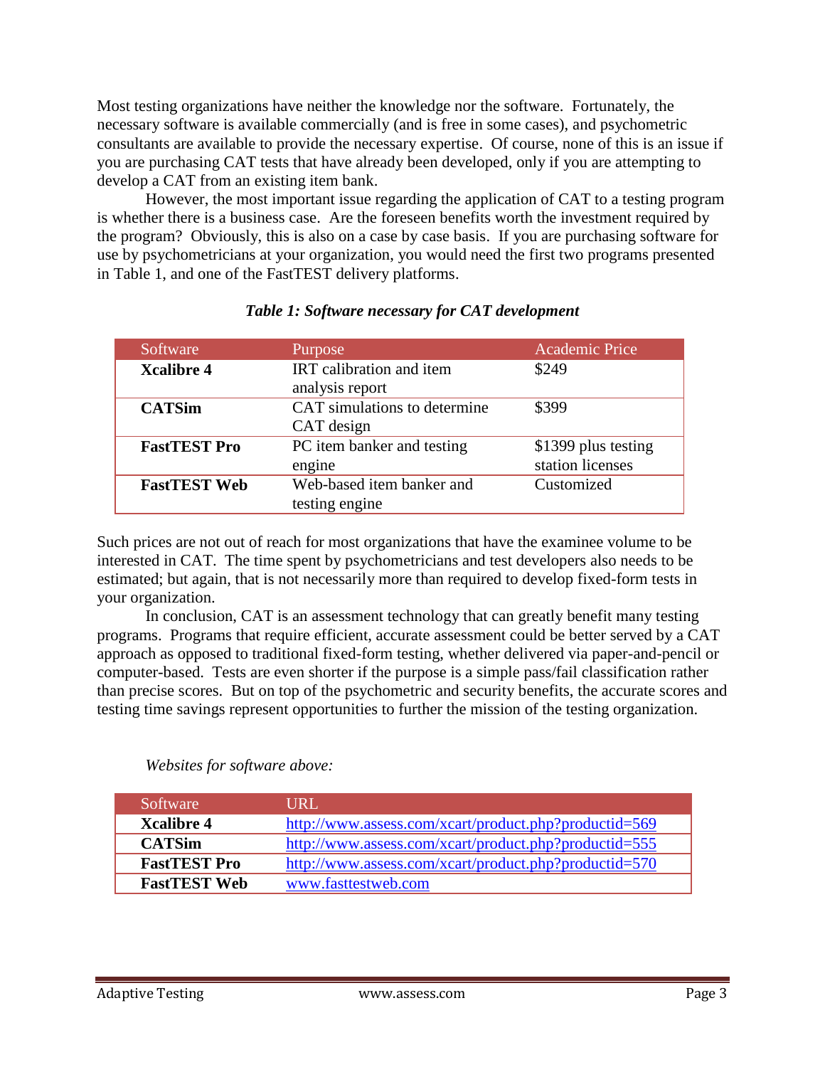Most testing organizations have neither the knowledge nor the software. Fortunately, the necessary software is available commercially (and is free in some cases), and psychometric consultants are available to provide the necessary expertise. Of course, none of this is an issue if you are purchasing CAT tests that have already been developed, only if you are attempting to develop a CAT from an existing item bank.

However, the most important issue regarding the application of CAT to a testing program is whether there is a business case. Are the foreseen benefits worth the investment required by the program? Obviously, this is also on a case by case basis. If you are purchasing software for use by psychometricians at your organization, you would need the first two programs presented in Table 1, and one of the FastTEST delivery platforms.

***Table 1: Software necessary for CAT development***

| Software | Purpose | Academic Price |
|---|---|---|
| **Xcalibre 4** | IRT calibration and item analysis report | $249 |
| **CATSim** | CAT simulations to determine CAT design | $399 |
| **FastTEST Pro** | PC item banker and testing engine | $1399 plus testing station licenses |
| **FastTEST Web** | Web-based item banker and testing engine | Customized |

Such prices are not out of reach for most organizations that have the examinee volume to be interested in CAT. The time spent by psychometricians and test developers also needs to be estimated; but again, that is not necessarily more than required to develop fixed-form tests in your organization.

In conclusion, CAT is an assessment technology that can greatly benefit many testing programs. Programs that require efficient, accurate assessment could be better served by a CAT approach as opposed to traditional fixed-form testing, whether delivered via paper-and-pencil or computer-based. Tests are even shorter if the purpose is a simple pass/fail classification rather than precise scores. But on top of the psychometric and security benefits, the accurate scores and testing time savings represent opportunities to further the mission of the testing organization.

*Websites for software above:*

| Software | URL |
|---|---|
| **Xcalibre 4** | http://www.assess.com/xcart/product.php?productid=569 |
| **CATSim** | http://www.assess.com/xcart/product.php?productid=555 |
| **FastTEST Pro** | http://www.assess.com/xcart/product.php?productid=570 |
| **FastTEST Web** | www.fasttestweb.com |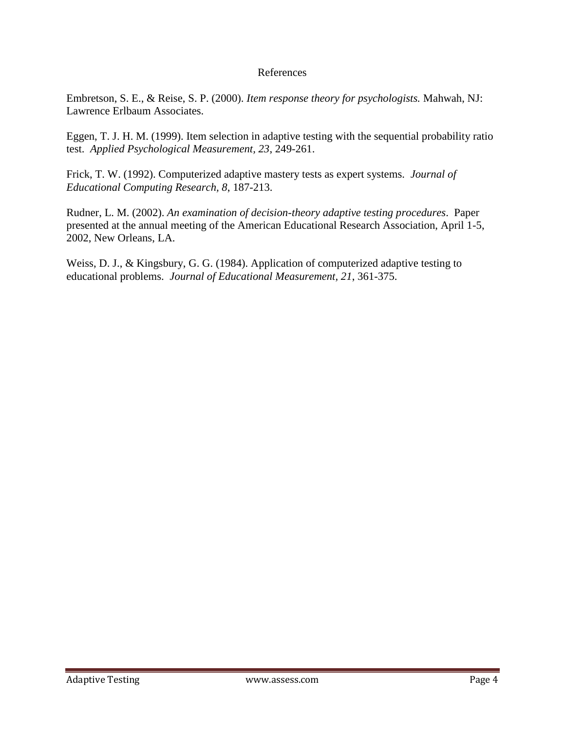# References

Embretson, S. E., & Reise, S. P. (2000). *Item response theory for psychologists.* Mahwah, NJ: Lawrence Erlbaum Associates.

Eggen, T. J. H. M. (1999). Item selection in adaptive testing with the sequential probability ratio test. *Applied Psychological Measurement, 23*, 249-261.

Frick, T. W. (1992). Computerized adaptive mastery tests as expert systems. *Journal of Educational Computing Research, 8*, 187-213.

Rudner, L. M. (2002). *An examination of decision-theory adaptive testing procedures*. Paper presented at the annual meeting of the American Educational Research Association, April 1-5, 2002, New Orleans, LA.

Weiss, D. J., & Kingsbury, G. G. (1984). Application of computerized adaptive testing to educational problems. *Journal of Educational Measurement, 21*, 361-375.